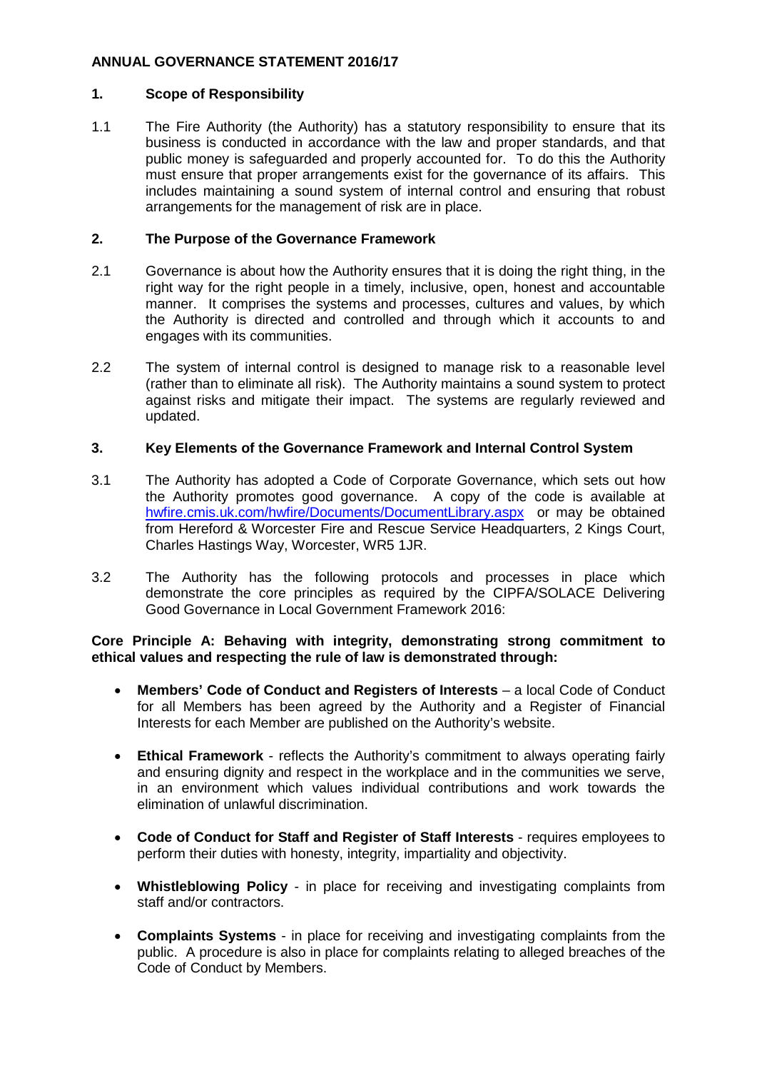# ANNUAL GOVERNANCE STATEMENT 2016/17

## 1. Scope of Responsibility

1.1 The Fire Authority (the Authority) has a statutory responsibility to ensure that its business is conducted in accordance with the law and proper standards, and that public money is safeguarded and properly accounted for. To do this the Authority must ensure that proper arrangements exist for the governance of its affairs. This includes maintaining a sound system of internal control and ensuring that robust arrangements for the management of risk are in place.

## 2. The Purpose of the Governance Framework

2.1 Governance is about how the Authority ensures that it is doing the right thing, in the right way for the right people in a timely, inclusive, open, honest and accountable manner. It comprises the systems and processes, cultures and values, by which the Authority is directed and controlled and through which it accounts to and engages with its communities.

2.2 The system of internal control is designed to manage risk to a reasonable level (rather than to eliminate all risk). The Authority maintains a sound system to protect against risks and mitigate their impact. The systems are regularly reviewed and updated.

## 3. Key Elements of the Governance Framework and Internal Control System

3.1 The Authority has adopted a Code of Corporate Governance, which sets out how the Authority promotes good governance. A copy of the code is available at hwfire.cmis.uk.com/hwfire/Documents/DocumentLibrary.aspx or may be obtained from Hereford & Worcester Fire and Rescue Service Headquarters, 2 Kings Court, Charles Hastings Way, Worcester, WR5 1JR.

3.2 The Authority has the following protocols and processes in place which demonstrate the core principles as required by the CIPFA/SOLACE Delivering Good Governance in Local Government Framework 2016:

**Core Principle A: Behaving with integrity, demonstrating strong commitment to ethical values and respecting the rule of law is demonstrated through:**

- **Members' Code of Conduct and Registers of Interests** – a local Code of Conduct for all Members has been agreed by the Authority and a Register of Financial Interests for each Member are published on the Authority's website.
- **Ethical Framework** - reflects the Authority's commitment to always operating fairly and ensuring dignity and respect in the workplace and in the communities we serve, in an environment which values individual contributions and work towards the elimination of unlawful discrimination.
- **Code of Conduct for Staff and Register of Staff Interests** - requires employees to perform their duties with honesty, integrity, impartiality and objectivity.
- **Whistleblowing Policy** - in place for receiving and investigating complaints from staff and/or contractors.
- **Complaints Systems** - in place for receiving and investigating complaints from the public. A procedure is also in place for complaints relating to alleged breaches of the Code of Conduct by Members.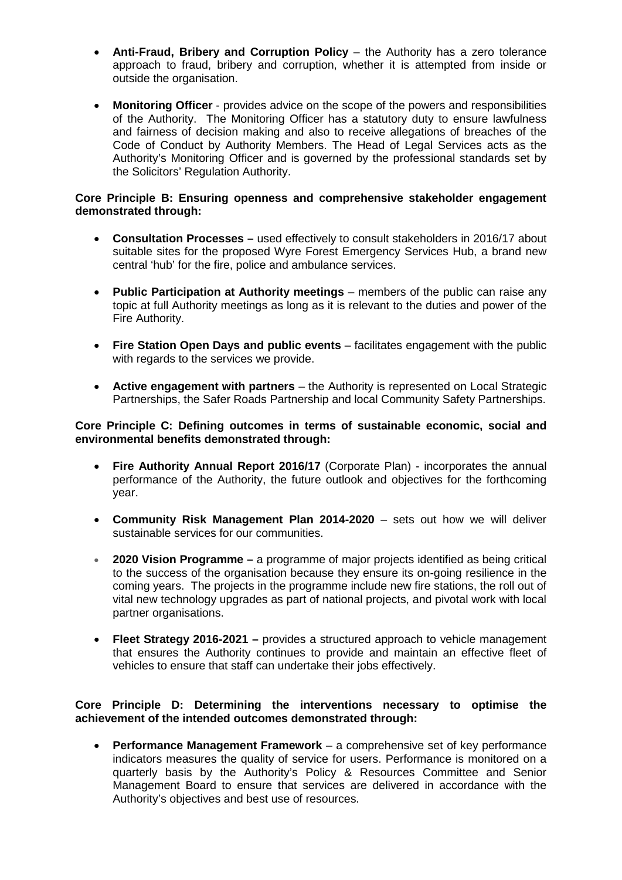- **Anti-Fraud, Bribery and Corruption Policy** – the Authority has a zero tolerance approach to fraud, bribery and corruption, whether it is attempted from inside or outside the organisation.

- **Monitoring Officer** - provides advice on the scope of the powers and responsibilities of the Authority. The Monitoring Officer has a statutory duty to ensure lawfulness and fairness of decision making and also to receive allegations of breaches of the Code of Conduct by Authority Members. The Head of Legal Services acts as the Authority's Monitoring Officer and is governed by the professional standards set by the Solicitors' Regulation Authority.

**Core Principle B: Ensuring openness and comprehensive stakeholder engagement demonstrated through:**

- **Consultation Processes –** used effectively to consult stakeholders in 2016/17 about suitable sites for the proposed Wyre Forest Emergency Services Hub, a brand new central 'hub' for the fire, police and ambulance services.

- **Public Participation at Authority meetings** – members of the public can raise any topic at full Authority meetings as long as it is relevant to the duties and power of the Fire Authority.

- **Fire Station Open Days and public events** – facilitates engagement with the public with regards to the services we provide.

- **Active engagement with partners** – the Authority is represented on Local Strategic Partnerships, the Safer Roads Partnership and local Community Safety Partnerships.

**Core Principle C: Defining outcomes in terms of sustainable economic, social and environmental benefits demonstrated through:**

- **Fire Authority Annual Report 2016/17** (Corporate Plan) - incorporates the annual performance of the Authority, the future outlook and objectives for the forthcoming year.

- **Community Risk Management Plan 2014-2020** – sets out how we will deliver sustainable services for our communities.

- **2020 Vision Programme –** a programme of major projects identified as being critical to the success of the organisation because they ensure its on-going resilience in the coming years. The projects in the programme include new fire stations, the roll out of vital new technology upgrades as part of national projects, and pivotal work with local partner organisations.

- **Fleet Strategy 2016-2021 –** provides a structured approach to vehicle management that ensures the Authority continues to provide and maintain an effective fleet of vehicles to ensure that staff can undertake their jobs effectively.

**Core Principle D: Determining the interventions necessary to optimise the achievement of the intended outcomes demonstrated through:**

- **Performance Management Framework** – a comprehensive set of key performance indicators measures the quality of service for users. Performance is monitored on a quarterly basis by the Authority's Policy & Resources Committee and Senior Management Board to ensure that services are delivered in accordance with the Authority's objectives and best use of resources.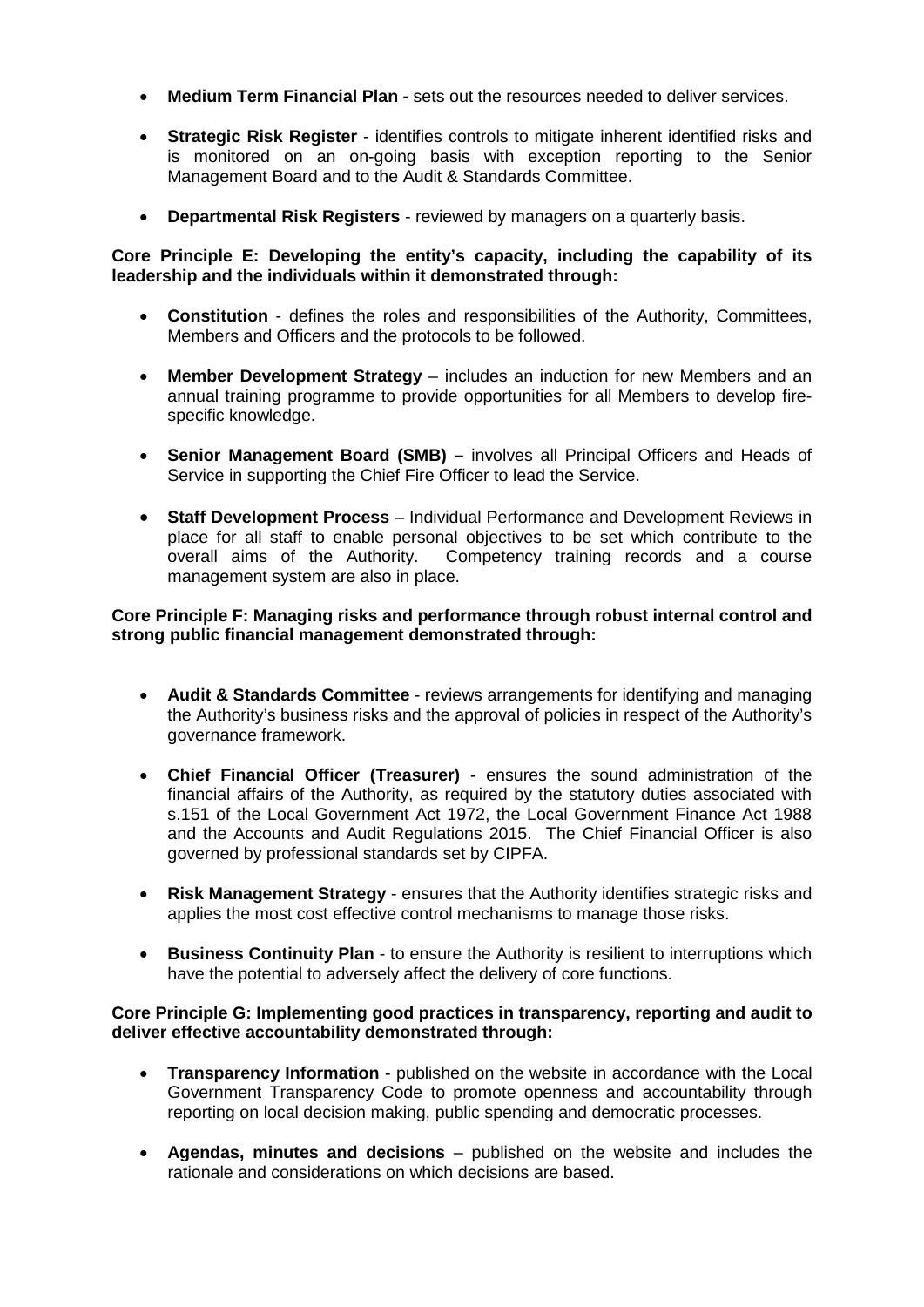- **Medium Term Financial Plan -** sets out the resources needed to deliver services.

- **Strategic Risk Register** - identifies controls to mitigate inherent identified risks and is monitored on an on-going basis with exception reporting to the Senior Management Board and to the Audit & Standards Committee.

- **Departmental Risk Registers** - reviewed by managers on a quarterly basis.

**Core Principle E: Developing the entity's capacity, including the capability of its leadership and the individuals within it demonstrated through:**

- **Constitution** - defines the roles and responsibilities of the Authority, Committees, Members and Officers and the protocols to be followed.

- **Member Development Strategy** – includes an induction for new Members and an annual training programme to provide opportunities for all Members to develop fire-specific knowledge.

- **Senior Management Board (SMB) –** involves all Principal Officers and Heads of Service in supporting the Chief Fire Officer to lead the Service.

- **Staff Development Process** – Individual Performance and Development Reviews in place for all staff to enable personal objectives to be set which contribute to the overall aims of the Authority. Competency training records and a course management system are also in place.

**Core Principle F: Managing risks and performance through robust internal control and strong public financial management demonstrated through:**

- **Audit & Standards Committee** - reviews arrangements for identifying and managing the Authority's business risks and the approval of policies in respect of the Authority's governance framework.

- **Chief Financial Officer (Treasurer)** - ensures the sound administration of the financial affairs of the Authority, as required by the statutory duties associated with s.151 of the Local Government Act 1972, the Local Government Finance Act 1988 and the Accounts and Audit Regulations 2015. The Chief Financial Officer is also governed by professional standards set by CIPFA.

- **Risk Management Strategy** - ensures that the Authority identifies strategic risks and applies the most cost effective control mechanisms to manage those risks.

- **Business Continuity Plan** - to ensure the Authority is resilient to interruptions which have the potential to adversely affect the delivery of core functions.

**Core Principle G: Implementing good practices in transparency, reporting and audit to deliver effective accountability demonstrated through:**

- **Transparency Information** - published on the website in accordance with the Local Government Transparency Code to promote openness and accountability through reporting on local decision making, public spending and democratic processes.

- **Agendas, minutes and decisions** – published on the website and includes the rationale and considerations on which decisions are based.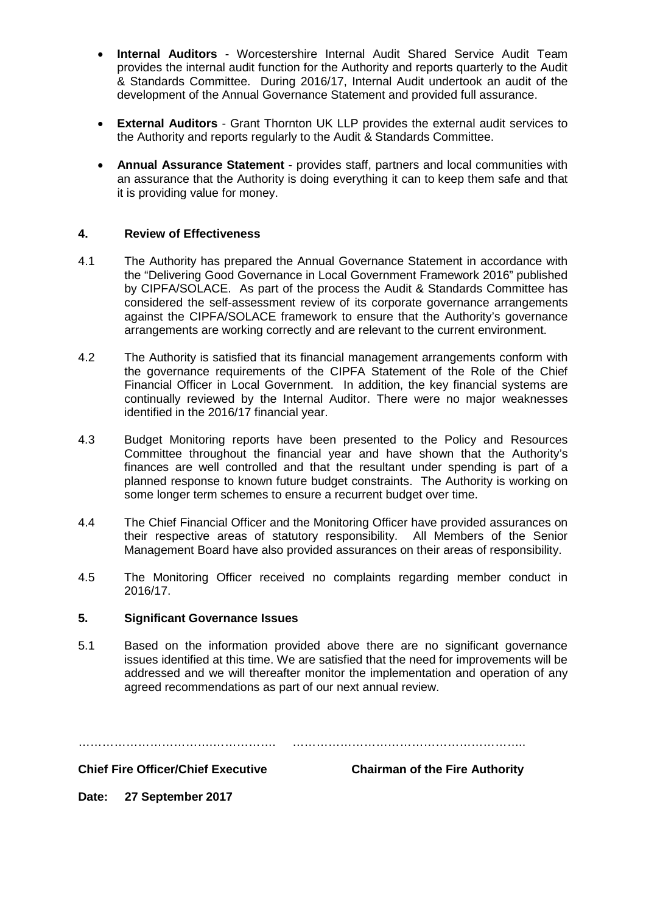- **Internal Auditors** - Worcestershire Internal Audit Shared Service Audit Team provides the internal audit function for the Authority and reports quarterly to the Audit & Standards Committee. During 2016/17, Internal Audit undertook an audit of the development of the Annual Governance Statement and provided full assurance.

- **External Auditors** - Grant Thornton UK LLP provides the external audit services to the Authority and reports regularly to the Audit & Standards Committee.

- **Annual Assurance Statement** - provides staff, partners and local communities with an assurance that the Authority is doing everything it can to keep them safe and that it is providing value for money.

## 4. Review of Effectiveness

4.1 The Authority has prepared the Annual Governance Statement in accordance with the "Delivering Good Governance in Local Government Framework 2016" published by CIPFA/SOLACE. As part of the process the Audit & Standards Committee has considered the self-assessment review of its corporate governance arrangements against the CIPFA/SOLACE framework to ensure that the Authority's governance arrangements are working correctly and are relevant to the current environment.

4.2 The Authority is satisfied that its financial management arrangements conform with the governance requirements of the CIPFA Statement of the Role of the Chief Financial Officer in Local Government. In addition, the key financial systems are continually reviewed by the Internal Auditor. There were no major weaknesses identified in the 2016/17 financial year.

4.3 Budget Monitoring reports have been presented to the Policy and Resources Committee throughout the financial year and have shown that the Authority's finances are well controlled and that the resultant under spending is part of a planned response to known future budget constraints. The Authority is working on some longer term schemes to ensure a recurrent budget over time.

4.4 The Chief Financial Officer and the Monitoring Officer have provided assurances on their respective areas of statutory responsibility. All Members of the Senior Management Board have also provided assurances on their areas of responsibility.

4.5 The Monitoring Officer received no complaints regarding member conduct in 2016/17.

## 5. Significant Governance Issues

5.1 Based on the information provided above there are no significant governance issues identified at this time. We are satisfied that the need for improvements will be addressed and we will thereafter monitor the implementation and operation of any agreed recommendations as part of our next annual review.

………………………….…………….　　　…………………………………………………..

**Chief Fire Officer/Chief Executive**　　　**Chairman of the Fire Authority**

**Date: 27 September 2017**